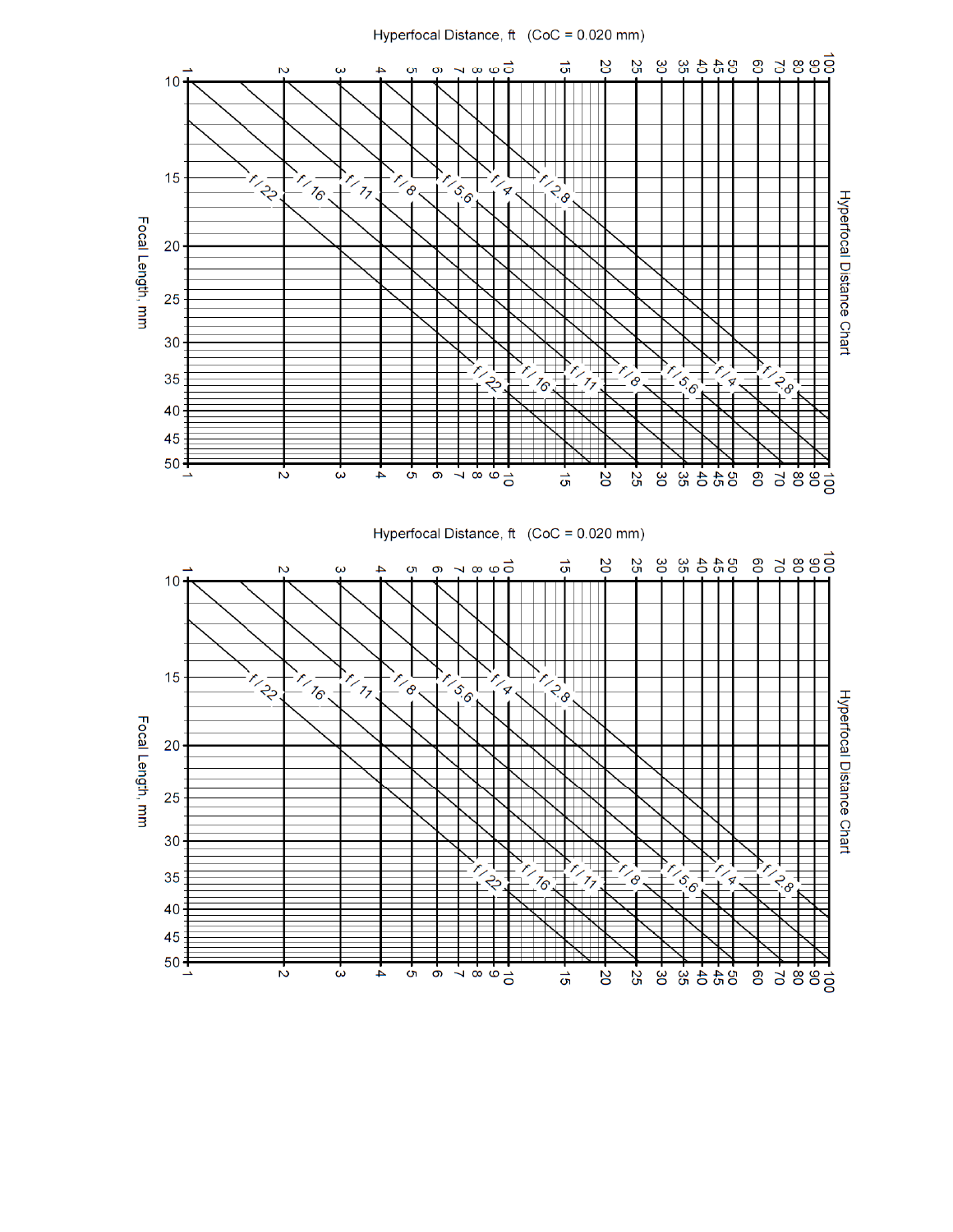Hyperfocal Distance, ft (CoC = 0.020 mm)

Focal Length, mm

Hyperfocal Distance Chart

Hyperfocal Distance, ft (CoC = 0.020 mm)

Focal Length, mm

Hyperfocal Distance Chart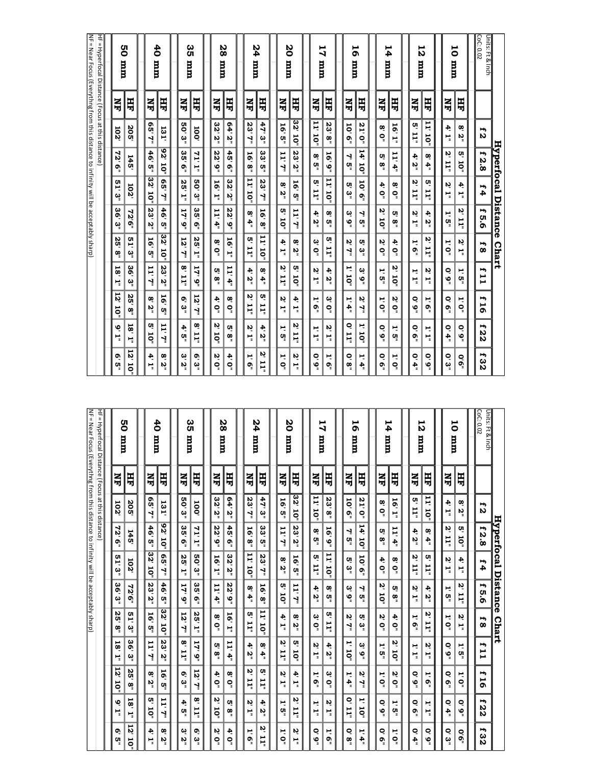## Hyperfocal Distance Chart

Units: Ft & Inch
CoC: 0.02

| | | f2 | f2.8 | f4 | f5.6 | f8 | f11 | f16 | f22 | f32 |
|---|---|---|---|---|---|---|---|---|---|---|
| 10 mm | HF | 8' 2" | 5' 10" | 4' 1" | 2' 11" | 2' 1" | 1' 5" | 1' 0" | 0' 9" | 0' 6" |
| | NF | 4' 1" | 2' 11" | 2' 1" | 1' 5" | 1' 0" | 0' 9" | 0' 6" | 0' 4" | 0' 3" |
| 12 mm | HF | 11' 10" | 8' 4" | 5' 11" | 4' 2" | 2' 11" | 2' 1" | 1' 6" | 1' 1" | 0' 9" |
| | NF | 5' 11" | 4' 2" | 2' 11" | 2' 1" | 1' 6" | 1' 1" | 0' 9" | 0' 6" | 0' 4" |
| 14 mm | HF | 16' 1" | 11' 4" | 8' 0" | 5' 8" | 4' 0" | 2' 10" | 2' 0" | 1' 5" | 1' 0" |
| | NF | 8' 0" | 5' 8" | 4' 0" | 2' 10" | 2' 0" | 1' 5" | 1' 0" | 0' 9" | 0' 6" |
| 16 mm | HF | 21' 0" | 14' 10" | 10' 6" | 7' 5" | 5' 3" | 3' 9" | 2' 7" | 1' 10" | 1' 4" |
| | NF | 10' 6" | 7' 5" | 5' 3" | 3' 9" | 2' 7" | 1' 10" | 1' 4" | 0' 11" | 0' 8" |
| 17 mm | HF | 23' 8" | 16' 9" | 11' 10" | 8' 5" | 5' 11" | 4' 2" | 3' 0" | 2' 1" | 1' 6" |
| | NF | 11' 10" | 8' 5" | 5' 11" | 4' 2" | 3' 0" | 2' 1" | 1' 6" | 1' 1" | 0' 9" |
| 20 mm | HF | 32' 10" | 23' 2" | 16' 5" | 11' 7" | 8' 2" | 5' 10" | 4' 1" | 2' 11" | 2' 1" |
| | NF | 16' 5" | 11' 7" | 8' 2" | 5' 10" | 4' 1" | 2' 11" | 2' 1" | 1' 5" | 1' 0" |
| 24 mm | HF | 47' 3" | 33' 5" | 23' 7" | 16' 8" | 11' 10" | 8' 4" | 5' 11" | 4' 2" | 2' 11" |
| | NF | 23' 7" | 16' 8" | 11' 10" | 8' 4" | 5' 11" | 4' 2" | 2' 11" | 2' 1" | 1' 6" |
| 28 mm | HF | 64' 2" | 45' 6" | 32' 2" | 22' 9" | 16' 1" | 11' 4" | 8' 0" | 5' 8" | 4' 0" |
| | NF | 32' 2" | 22' 9" | 16' 1" | 11' 4" | 8' 0" | 5' 8" | 4' 0" | 2' 10" | 2' 0" |
| 35 mm | HF | 100' | 71' 1" | 50' 3" | 35' 6" | 25' 1" | 17' 9" | 12' 7" | 8' 11" | 6' 3" |
| | NF | 50' 3" | 35' 6" | 25' 1" | 17' 9" | 12' 7" | 8' 11" | 6' 3" | 4' 5" | 3' 2" |
| 40 mm | HF | 131' | 92' 10" | 65' 7" | 46' 5" | 32' 10" | 23' 2" | 16' 5" | 11' 7" | 8' 2" |
| | NF | 65' 7" | 46' 5" | 32' 10" | 23' 2" | 16' 5" | 11' 7" | 8' 2" | 5' 10" | 4' 1" |
| 50 mm | HF | 205' | 145' | 102' | 72'6" | 51' 3" | 36' 3" | 25' 8" | 18' 1" | 12' 10" |
| | NF | 102' | 72' 6" | 51' 3" | 36' 3" | 25' 8" | 18' 1" | 12' 10" | 9' 1" | 6' 5" |

HF = Hyperfocal Distance (Focus at this distance)
NF = Near Focus (Everything from this distance to infinity will be acceptably sharp)

## Hyperfocal Distance Chart

Units: Ft & Inch
CoC: 0.02

| | | f2 | f2.8 | f4 | f5.6 | f8 | f11 | f16 | f22 | f32 |
|---|---|---|---|---|---|---|---|---|---|---|
| 10 mm | HF | 8' 2" | 5' 10" | 4' 1" | 2' 11" | 2' 1" | 1' 5" | 1' 0" | 0' 9" | 0' 6" |
| | NF | 4' 1" | 2' 11" | 2' 1" | 1' 5" | 1' 0" | 0' 9" | 0' 6" | 0' 4" | 0' 3" |
| 12 mm | HF | 11' 10" | 8' 4" | 5' 11" | 4' 2" | 2' 11" | 2' 1" | 1' 6" | 1' 1" | 0' 9" |
| | NF | 5' 11" | 4' 2" | 2' 11" | 2' 1" | 1' 6" | 1' 1" | 0' 9" | 0' 6" | 0' 4" |
| 14 mm | HF | 16' 1" | 11' 4" | 8' 0" | 5' 8" | 4' 0" | 2' 10" | 2' 0" | 1' 5" | 1' 0" |
| | NF | 8' 0" | 5' 8" | 4' 0" | 2' 10" | 2' 0" | 1' 5" | 1' 0" | 0' 9" | 0' 6" |
| 16 mm | HF | 21' 0" | 14' 10" | 10' 6" | 7' 5" | 5' 3" | 3' 9" | 2' 7" | 1' 10" | 1' 4" |
| | NF | 10' 6" | 7' 5" | 5' 3" | 3' 9" | 2' 7" | 1' 10" | 1' 4" | 0' 11" | 0' 8" |
| 17 mm | HF | 23' 8" | 16' 9" | 11' 10" | 8' 5" | 5' 11" | 4' 2" | 3' 0" | 2' 1" | 1' 6" |
| | NF | 11' 10" | 8' 5" | 5' 11" | 4' 2" | 3' 0" | 2' 1" | 1' 6" | 1' 1" | 0' 9" |
| 20 mm | HF | 32' 10" | 23' 2" | 16' 5" | 11' 7" | 8' 2" | 5' 10" | 4' 1" | 2' 11" | 2' 1" |
| | NF | 16' 5" | 11' 7" | 8' 2" | 5' 10" | 4' 1" | 2' 11" | 2' 1" | 1' 5" | 1' 0" |
| 24 mm | HF | 47' 3" | 33' 5" | 23' 7" | 16' 8" | 11' 10" | 8' 4" | 5' 11" | 4' 2" | 2' 11" |
| | NF | 23' 7" | 16' 8" | 11' 10" | 8' 4" | 5' 11" | 4' 2" | 2' 11" | 2' 1" | 1' 6" |
| 28 mm | HF | 64' 2" | 45' 6" | 32' 2" | 22' 9" | 16' 1" | 11' 4" | 8' 0" | 5' 8" | 4' 0" |
| | NF | 32' 2" | 22' 9" | 16' 1" | 11' 4" | 8' 0" | 5' 8" | 4' 0" | 2' 10" | 2' 0" |
| 35 mm | HF | 100' | 71' 1" | 50' 3" | 35' 6" | 25' 1" | 17' 9" | 12' 7" | 8' 11" | 6' 3" |
| | NF | 50' 3" | 35' 6" | 25' 1" | 17' 9" | 12' 7" | 8' 11" | 6' 3" | 4' 5" | 3' 2" |
| 40 mm | HF | 131' | 92' 10" | 65' 7" | 46' 5" | 32' 10" | 23' 2" | 16' 5" | 11' 7" | 8' 2" |
| | NF | 65' 7" | 46' 5" | 32' 10" | 23' 2" | 16' 5" | 11' 7" | 8' 2" | 5' 10" | 4' 1" |
| 50 mm | HF | 205' | 145' | 102' | 72'6" | 51' 3" | 36' 3" | 25' 8" | 18' 1" | 12' 10" |
| | NF | 102' | 72' 6" | 51' 3" | 36' 3" | 25' 8" | 18' 1" | 12' 10" | 9' 1" | 6' 5" |

HF = Hyperfocal Distance (Focus at this distance)
NF = Near Focus (Everything from this distance to infinity will be acceptably sharp)